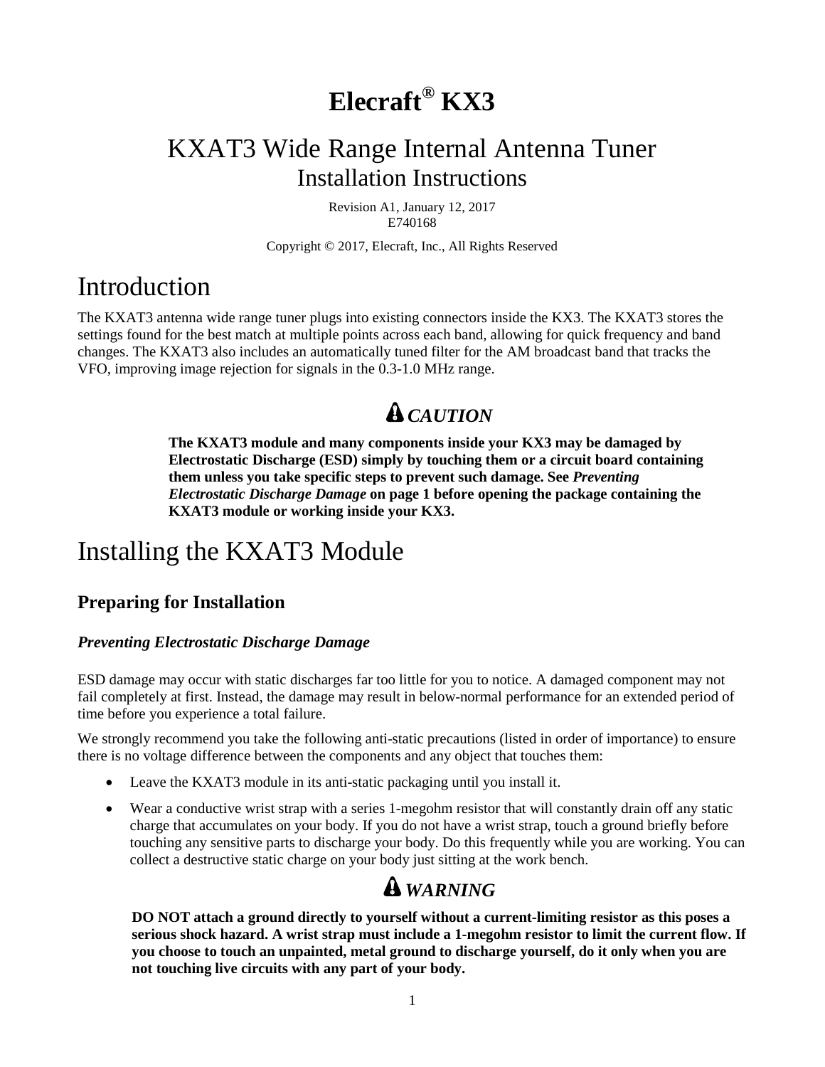# Elecraft® KX3

## KXAT3 Wide Range Internal Antenna Tuner
Installation Instructions

Revision A1, January 12, 2017
E740168

Copyright © 2017, Elecraft, Inc., All Rights Reserved

# Introduction

The KXAT3 antenna wide range tuner plugs into existing connectors inside the KX3. The KXAT3 stores the settings found for the best match at multiple points across each band, allowing for quick frequency and band changes. The KXAT3 also includes an automatically tuned filter for the AM broadcast band that tracks the VFO, improving image rejection for signals in the 0.3-1.0 MHz range.

***CAUTION***

**The KXAT3 module and many components inside your KX3 may be damaged by Electrostatic Discharge (ESD) simply by touching them or a circuit board containing them unless you take specific steps to prevent such damage. See *Preventing Electrostatic Discharge Damage* on page 1 before opening the package containing the KXAT3 module or working inside your KX3.**

# Installing the KXAT3 Module

## Preparing for Installation

### *Preventing Electrostatic Discharge Damage*

ESD damage may occur with static discharges far too little for you to notice. A damaged component may not fail completely at first. Instead, the damage may result in below-normal performance for an extended period of time before you experience a total failure.

We strongly recommend you take the following anti-static precautions (listed in order of importance) to ensure there is no voltage difference between the components and any object that touches them:

- Leave the KXAT3 module in its anti-static packaging until you install it.
- Wear a conductive wrist strap with a series 1-megohm resistor that will constantly drain off any static charge that accumulates on your body. If you do not have a wrist strap, touch a ground briefly before touching any sensitive parts to discharge your body. Do this frequently while you are working. You can collect a destructive static charge on your body just sitting at the work bench.

***WARNING***

**DO NOT attach a ground directly to yourself without a current-limiting resistor as this poses a serious shock hazard. A wrist strap must include a 1-megohm resistor to limit the current flow. If you choose to touch an unpainted, metal ground to discharge yourself, do it only when you are not touching live circuits with any part of your body.**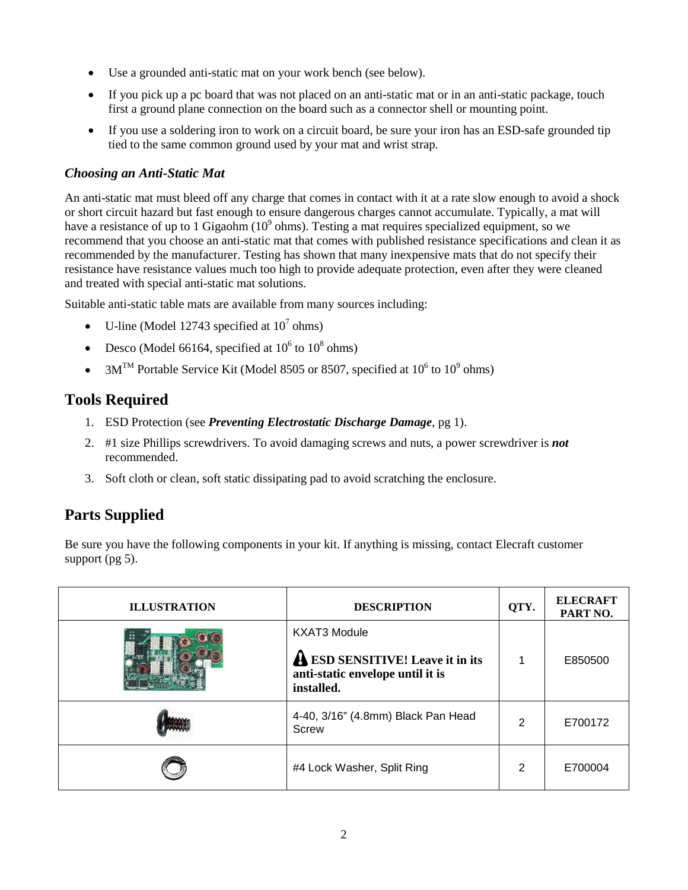- Use a grounded anti-static mat on your work bench (see below).
- If you pick up a pc board that was not placed on an anti-static mat or in an anti-static package, touch first a ground plane connection on the board such as a connector shell or mounting point.
- If you use a soldering iron to work on a circuit board, be sure your iron has an ESD-safe grounded tip tied to the same common ground used by your mat and wrist strap.

### *Choosing an Anti-Static Mat*

An anti-static mat must bleed off any charge that comes in contact with it at a rate slow enough to avoid a shock or short circuit hazard but fast enough to ensure dangerous charges cannot accumulate. Typically, a mat will have a resistance of up to 1 Gigaohm ($10^9$ ohms). Testing a mat requires specialized equipment, so we recommend that you choose an anti-static mat that comes with published resistance specifications and clean it as recommended by the manufacturer. Testing has shown that many inexpensive mats that do not specify their resistance have resistance values much too high to provide adequate protection, even after they were cleaned and treated with special anti-static mat solutions.

Suitable anti-static table mats are available from many sources including:

- U-line (Model 12743 specified at $10^7$ ohms)
- Desco (Model 66164, specified at $10^6$ to $10^8$ ohms)
- 3M™ Portable Service Kit (Model 8505 or 8507, specified at $10^6$ to $10^9$ ohms)

## Tools Required

1. ESD Protection (see ***Preventing Electrostatic Discharge Damage***, pg 1).
2. #1 size Phillips screwdrivers. To avoid damaging screws and nuts, a power screwdriver is ***not*** recommended.
3. Soft cloth or clean, soft static dissipating pad to avoid scratching the enclosure.

## Parts Supplied

Be sure you have the following components in your kit. If anything is missing, contact Elecraft customer support (pg 5).

| ILLUSTRATION | DESCRIPTION | QTY. | ELECRAFT PART NO. |
|---|---|---|---|
| | KXAT3 Module<br>**ESD SENSITIVE! Leave it in its anti-static envelope until it is installed.** | 1 | E850500 |
| | 4-40, 3/16" (4.8mm) Black Pan Head Screw | 2 | E700172 |
| | #4 Lock Washer, Split Ring | 2 | E700004 |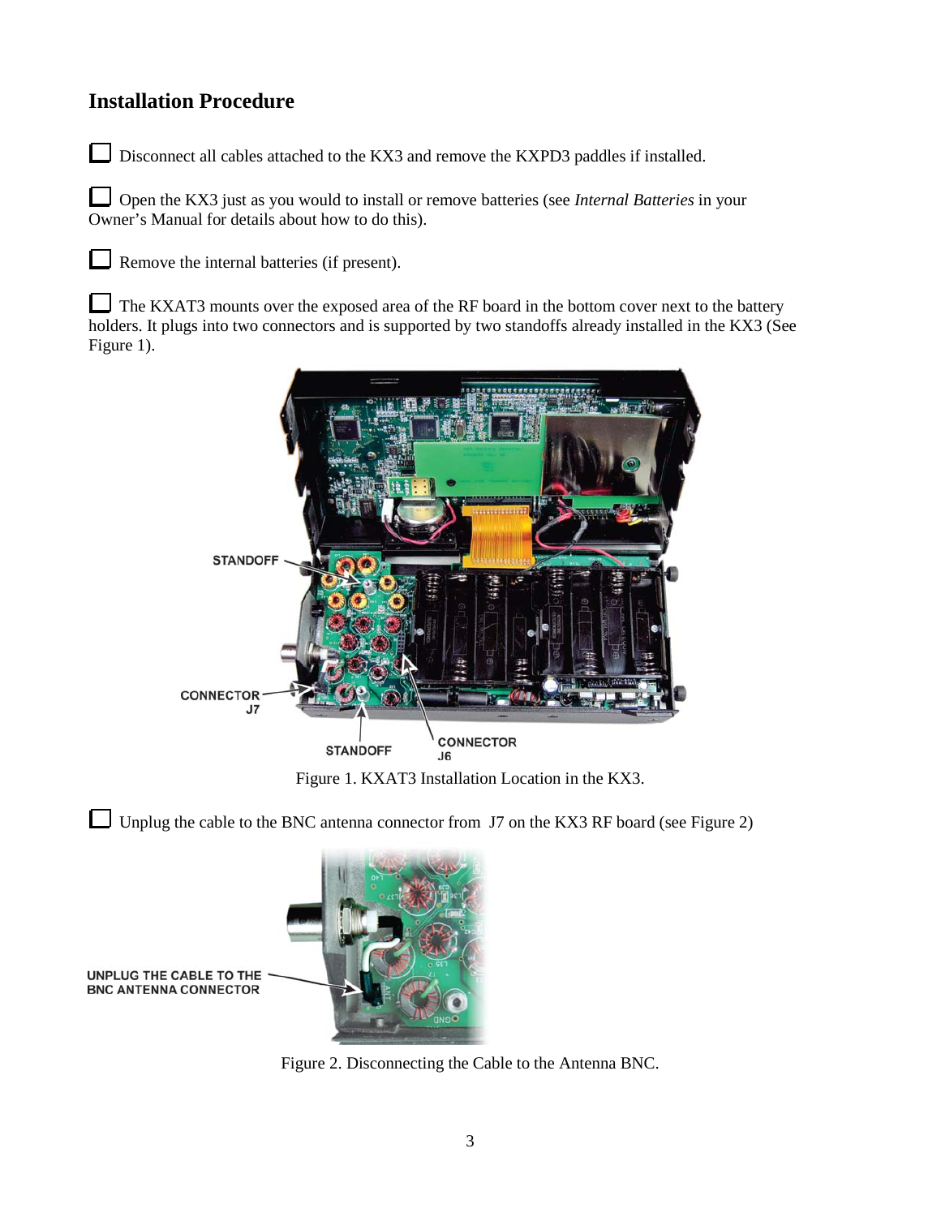## Installation Procedure

☐ Disconnect all cables attached to the KX3 and remove the KXPD3 paddles if installed.

☐ Open the KX3 just as you would to install or remove batteries (see *Internal Batteries* in your Owner's Manual for details about how to do this).

☐ Remove the internal batteries (if present).

☐ The KXAT3 mounts over the exposed area of the RF board in the bottom cover next to the battery holders. It plugs into two connectors and is supported by two standoffs already installed in the KX3 (See Figure 1).

Figure 1. KXAT3 Installation Location in the KX3.

☐ Unplug the cable to the BNC antenna connector from J7 on the KX3 RF board (see Figure 2)

Figure 2. Disconnecting the Cable to the Antenna BNC.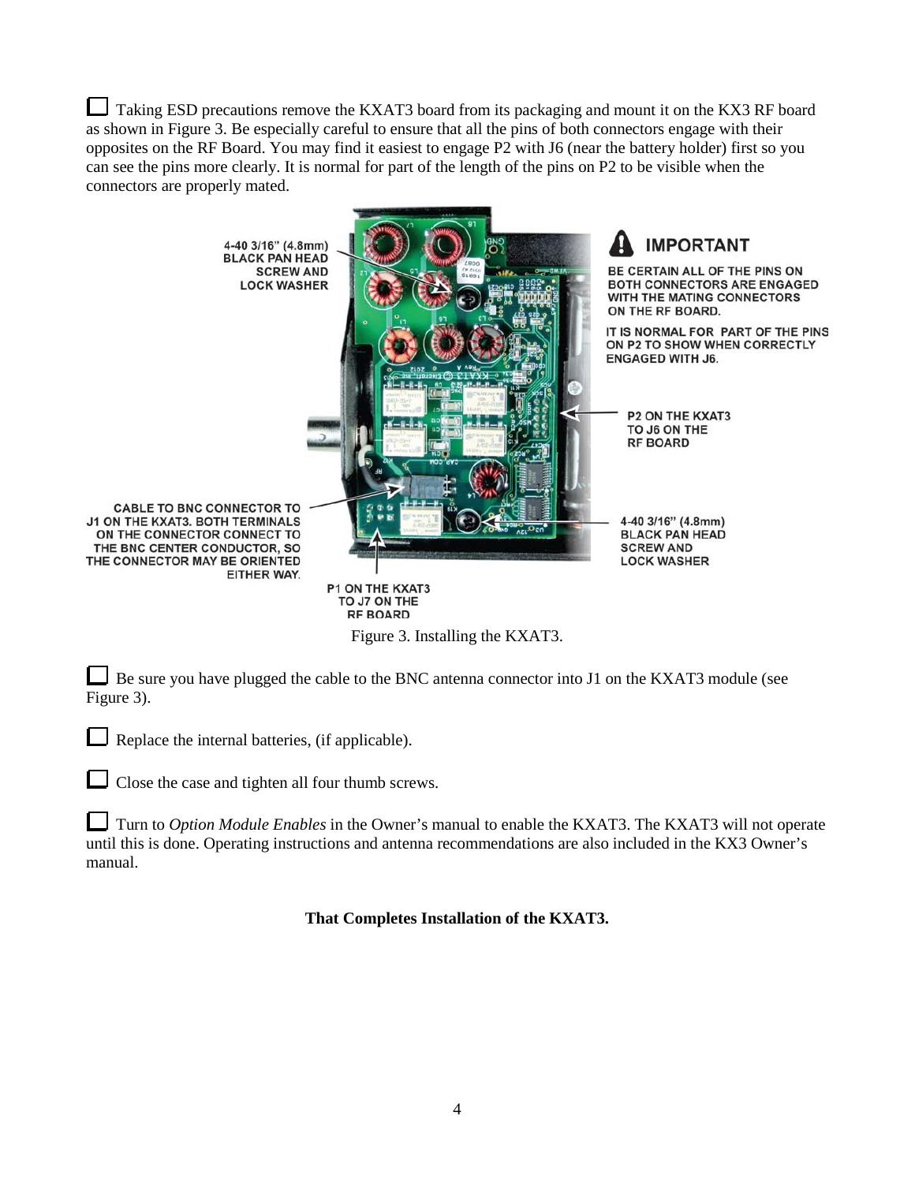☐ Taking ESD precautions remove the KXAT3 board from its packaging and mount it on the KX3 RF board as shown in Figure 3. Be especially careful to ensure that all the pins of both connectors engage with their opposites on the RF Board. You may find it easiest to engage P2 with J6 (near the battery holder) first so you can see the pins more clearly. It is normal for part of the length of the pins on P2 to be visible when the connectors are properly mated.

4-40 3/16" (4.8mm) BLACK PAN HEAD SCREW AND LOCK WASHER

**IMPORTANT**

BE CERTAIN ALL OF THE PINS ON BOTH CONNECTORS ARE ENGAGED WITH THE MATING CONNECTORS ON THE RF BOARD.

IT IS NORMAL FOR PART OF THE PINS ON P2 TO SHOW WHEN CORRECTLY ENGAGED WITH J6.

P2 ON THE KXAT3 TO J6 ON THE RF BOARD

CABLE TO BNC CONNECTOR TO J1 ON THE KXAT3. BOTH TERMINALS ON THE CONNECTOR CONNECT TO THE BNC CENTER CONDUCTOR, SO THE CONNECTOR MAY BE ORIENTED EITHER WAY.

4-40 3/16" (4.8mm) BLACK PAN HEAD SCREW AND LOCK WASHER

P1 ON THE KXAT3 TO J7 ON THE RF BOARD

Figure 3. Installing the KXAT3.

☐ Be sure you have plugged the cable to the BNC antenna connector into J1 on the KXAT3 module (see Figure 3).

☐ Replace the internal batteries, (if applicable).

☐ Close the case and tighten all four thumb screws.

☐ Turn to *Option Module Enables* in the Owner's manual to enable the KXAT3. The KXAT3 will not operate until this is done. Operating instructions and antenna recommendations are also included in the KX3 Owner's manual.

**That Completes Installation of the KXAT3.**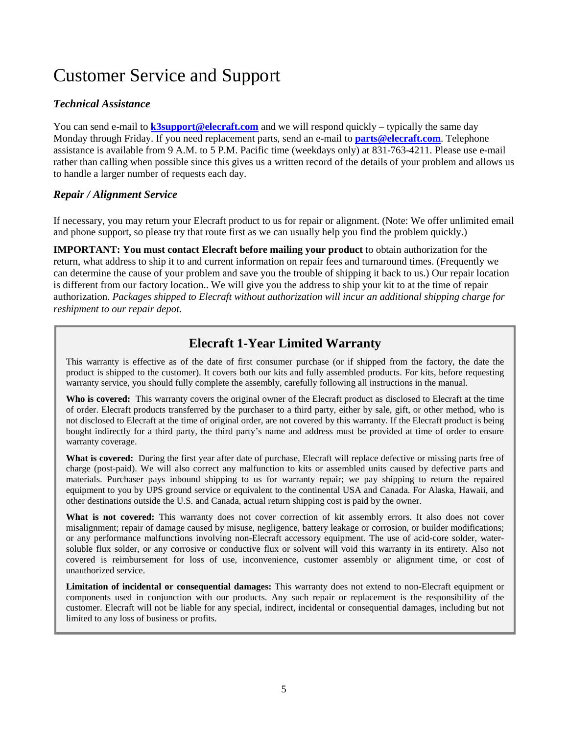# Customer Service and Support

### *Technical Assistance*

You can send e-mail to **k3support@elecraft.com** and we will respond quickly – typically the same day Monday through Friday. If you need replacement parts, send an e-mail to **parts@elecraft.com**. Telephone assistance is available from 9 A.M. to 5 P.M. Pacific time (weekdays only) at 831-763-4211. Please use e-mail rather than calling when possible since this gives us a written record of the details of your problem and allows us to handle a larger number of requests each day.

### *Repair / Alignment Service*

If necessary, you may return your Elecraft product to us for repair or alignment. (Note: We offer unlimited email and phone support, so please try that route first as we can usually help you find the problem quickly.)

**IMPORTANT: You must contact Elecraft before mailing your product** to obtain authorization for the return, what address to ship it to and current information on repair fees and turnaround times. (Frequently we can determine the cause of your problem and save you the trouble of shipping it back to us.) Our repair location is different from our factory location.. We will give you the address to ship your kit to at the time of repair authorization. *Packages shipped to Elecraft without authorization will incur an additional shipping charge for reshipment to our repair depot.*

## Elecraft 1-Year Limited Warranty

This warranty is effective as of the date of first consumer purchase (or if shipped from the factory, the date the product is shipped to the customer). It covers both our kits and fully assembled products. For kits, before requesting warranty service, you should fully complete the assembly, carefully following all instructions in the manual.

**Who is covered:** This warranty covers the original owner of the Elecraft product as disclosed to Elecraft at the time of order. Elecraft products transferred by the purchaser to a third party, either by sale, gift, or other method, who is not disclosed to Elecraft at the time of original order, are not covered by this warranty. If the Elecraft product is being bought indirectly for a third party, the third party's name and address must be provided at time of order to ensure warranty coverage.

**What is covered:** During the first year after date of purchase, Elecraft will replace defective or missing parts free of charge (post-paid). We will also correct any malfunction to kits or assembled units caused by defective parts and materials. Purchaser pays inbound shipping to us for warranty repair; we pay shipping to return the repaired equipment to you by UPS ground service or equivalent to the continental USA and Canada. For Alaska, Hawaii, and other destinations outside the U.S. and Canada, actual return shipping cost is paid by the owner.

**What is not covered:** This warranty does not cover correction of kit assembly errors. It also does not cover misalignment; repair of damage caused by misuse, negligence, battery leakage or corrosion, or builder modifications; or any performance malfunctions involving non-Elecraft accessory equipment. The use of acid-core solder, water-soluble flux solder, or any corrosive or conductive flux or solvent will void this warranty in its entirety. Also not covered is reimbursement for loss of use, inconvenience, customer assembly or alignment time, or cost of unauthorized service.

**Limitation of incidental or consequential damages:** This warranty does not extend to non-Elecraft equipment or components used in conjunction with our products. Any such repair or replacement is the responsibility of the customer. Elecraft will not be liable for any special, indirect, incidental or consequential damages, including but not limited to any loss of business or profits.